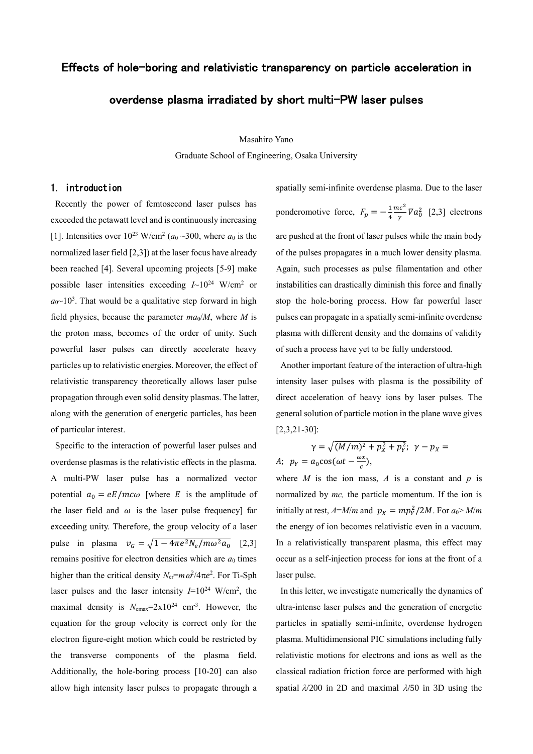# Effects of hole-boring and relativistic transparency on particle acceleration in overdense plasma irradiated by short multi-PW laser pulses

Masahiro Yano

Graduate School of Engineering, Osaka University

## 1. introduction

Recently the power of femtosecond laser pulses has exceeded the petawatt level and is continuously increasing [1]. Intensities over $10^{23}$ W/cm$^2$ ($a_0$ ~300, where $a_0$ is the normalized laser field [2,3]) at the laser focus have already been reached [4]. Several upcoming projects [5-9] make possible laser intensities exceeding $I$~$10^{24}$ W/cm$^2$ or $a_0$~$10^3$. That would be a qualitative step forward in high field physics, because the parameter $ma_0/M$, where $M$ is the proton mass, becomes of the order of unity. Such powerful laser pulses can directly accelerate heavy particles up to relativistic energies. Moreover, the effect of relativistic transparency theoretically allows laser pulse propagation through even solid density plasmas. The latter, along with the generation of energetic particles, has been of particular interest.

Specific to the interaction of powerful laser pulses and overdense plasmas is the relativistic effects in the plasma. A multi-PW laser pulse has a normalized vector potential $a_0 = eE/mc\omega$ [where $E$ is the amplitude of the laser field and $\omega$ is the laser pulse frequency] far exceeding unity. Therefore, the group velocity of a laser pulse in plasma $v_G = \sqrt{1-4\pi e^2 N_e/m\omega^2 a_0}$ [2,3] remains positive for electron densities which are $a_0$ times higher than the critical density $N_{cr}=m\omega^2/4\pi e^2$. For Ti-Sph laser pulses and the laser intensity $I=10^{24}$ W/cm$^2$, the maximal density is $N_{emax}=2\text{x}10^{24}$ cm$^{-3}$. However, the equation for the group velocity is correct only for the electron figure-eight motion which could be restricted by the transverse components of the plasma field. Additionally, the hole-boring process [10-20] can also allow high intensity laser pulses to propagate through a spatially semi-infinite overdense plasma. Due to the laser ponderomotive force, $F_p = -\frac{1}{4}\frac{mc^2}{\gamma}\nabla a_0^2$ [2,3] electrons are pushed at the front of laser pulses while the main body of the pulses propagates in a much lower density plasma. Again, such processes as pulse filamentation and other instabilities can drastically diminish this force and finally stop the hole-boring process. How far powerful laser pulses can propagate in a spatially semi-infinite overdense plasma with different density and the domains of validity of such a process have yet to be fully understood.

Another important feature of the interaction of ultra-high intensity laser pulses with plasma is the possibility of direct acceleration of heavy ions by laser pulses. The general solution of particle motion in the plane wave gives [2,3,21-30]:

$$\gamma = \sqrt{(M/m)^2 + p_X^2 + p_Y^2};\ \gamma - p_X = A;\ p_Y = a_0\cos(\omega t - \frac{\omega x}{c}),$$

where $M$ is the ion mass, $A$ is a constant and $p$ is normalized by $mc$, the particle momentum. If the ion is initially at rest, $A=M/m$ and $p_X = mp_Y^2/2M$. For $a_0 > M/m$ the energy of ion becomes relativistic even in a vacuum. In a relativistically transparent plasma, this effect may occur as a self-injection process for ions at the front of a laser pulse.

In this letter, we investigate numerically the dynamics of ultra-intense laser pulses and the generation of energetic particles in spatially semi-infinite, overdense hydrogen plasma. Multidimensional PIC simulations including fully relativistic motions for electrons and ions as well as the classical radiation friction force are performed with high spatial $\lambda/200$ in 2D and maximal $\lambda/50$ in 3D using the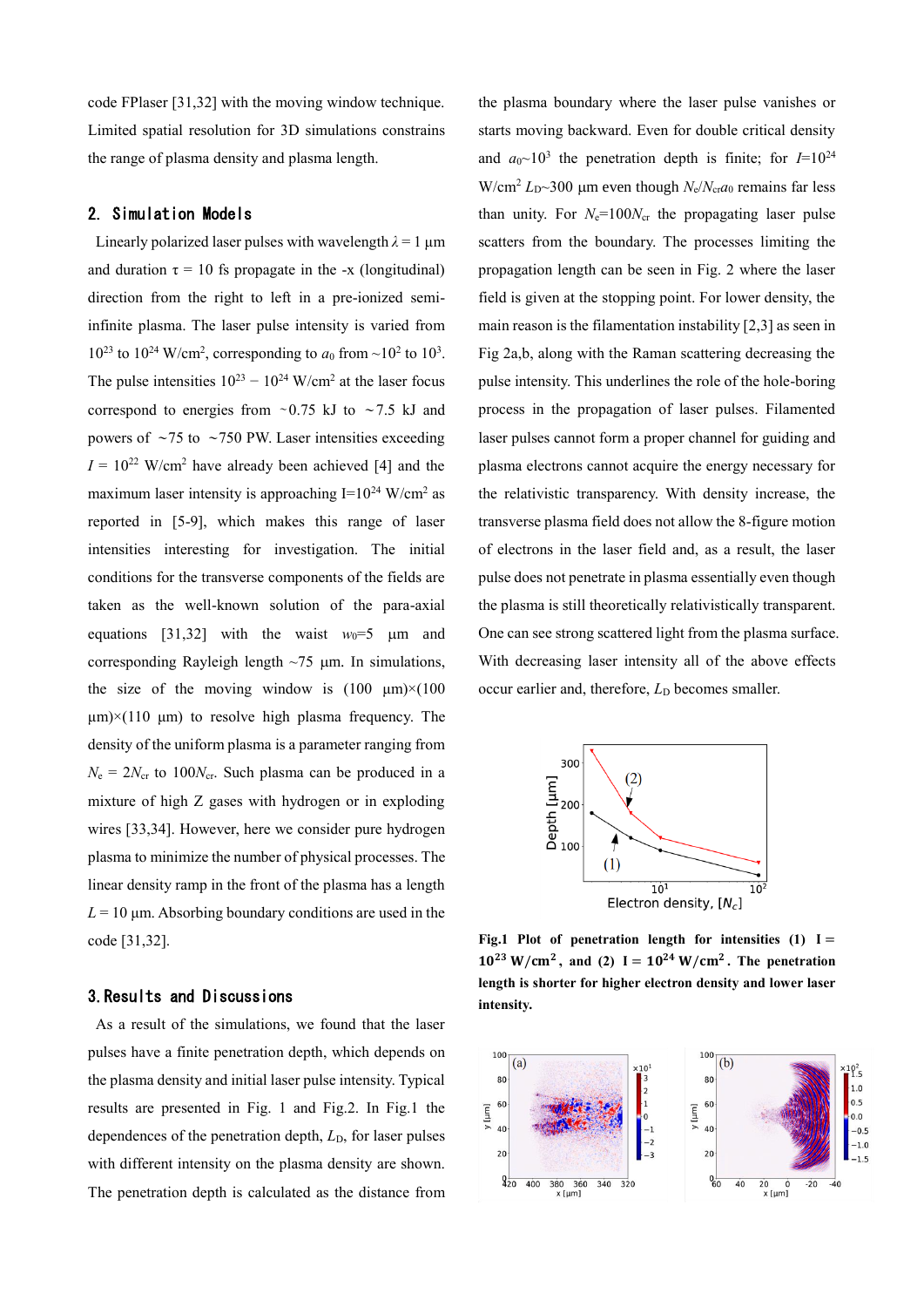code FPlaser [31,32] with the moving window technique. Limited spatial resolution for 3D simulations constrains the range of plasma density and plasma length.

## 2. Simulation Models

Linearly polarized laser pulses with wavelength $\lambda = 1$ µm and duration $\tau = 10$ fs propagate in the -x (longitudinal) direction from the right to left in a pre-ionized semi-infinite plasma. The laser pulse intensity is varied from $10^{23}$ to $10^{24}$ W/cm$^2$, corresponding to $a_0$ from ~$10^2$ to $10^3$. The pulse intensities $10^{23}$ − $10^{24}$ W/cm$^2$ at the laser focus correspond to energies from ~0.75 kJ to ~7.5 kJ and powers of ~75 to ~750 PW. Laser intensities exceeding $I = 10^{22}$ W/cm$^2$ have already been achieved [4] and the maximum laser intensity is approaching I=$10^{24}$ W/cm$^2$ as reported in [5-9], which makes this range of laser intensities interesting for investigation. The initial conditions for the transverse components of the fields are taken as the well-known solution of the para-axial equations [31,32] with the waist $w_0$=5 µm and corresponding Rayleigh length ~75 µm. In simulations, the size of the moving window is (100 µm)×(100 µm)×(110 µm) to resolve high plasma frequency. The density of the uniform plasma is a parameter ranging from $N_e = 2N_{cr}$ to $100N_{cr}$. Such plasma can be produced in a mixture of high Z gases with hydrogen or in exploding wires [33,34]. However, here we consider pure hydrogen plasma to minimize the number of physical processes. The linear density ramp in the front of the plasma has a length $L$ = 10 µm. Absorbing boundary conditions are used in the code [31,32].

## 3. Results and Discussions

As a result of the simulations, we found that the laser pulses have a finite penetration depth, which depends on the plasma density and initial laser pulse intensity. Typical results are presented in Fig. 1 and Fig.2. In Fig.1 the dependences of the penetration depth, $L_D$, for laser pulses with different intensity on the plasma density are shown. The penetration depth is calculated as the distance from the plasma boundary where the laser pulse vanishes or starts moving backward. Even for double critical density and $a_0$~$10^3$ the penetration depth is finite; for $I$=$10^{24}$ W/cm$^2$ $L_D$~300 µm even though $N_e/N_{cr}a_0$ remains far less than unity. For $N_e$=$100N_{cr}$ the propagating laser pulse scatters from the boundary. The processes limiting the propagation length can be seen in Fig. 2 where the laser field is given at the stopping point. For lower density, the main reason is the filamentation instability [2,3] as seen in Fig 2a,b, along with the Raman scattering decreasing the pulse intensity. This underlines the role of the hole-boring process in the propagation of laser pulses. Filamented laser pulses cannot form a proper channel for guiding and plasma electrons cannot acquire the energy necessary for the relativistic transparency. With density increase, the transverse plasma field does not allow the 8-figure motion of electrons in the laser field and, as a result, the laser pulse does not penetrate in plasma essentially even though the plasma is still theoretically relativistically transparent. One can see strong scattered light from the plasma surface. With decreasing laser intensity all of the above effects occur earlier and, therefore, $L_D$ becomes smaller.

**Fig.1 Plot of penetration length for intensities (1) $\mathbf{I = 10^{23}}$ W/cm$^2$, and (2) $\mathbf{I = 10^{24}}$ W/cm$^2$. The penetration length is shorter for higher electron density and lower laser intensity.**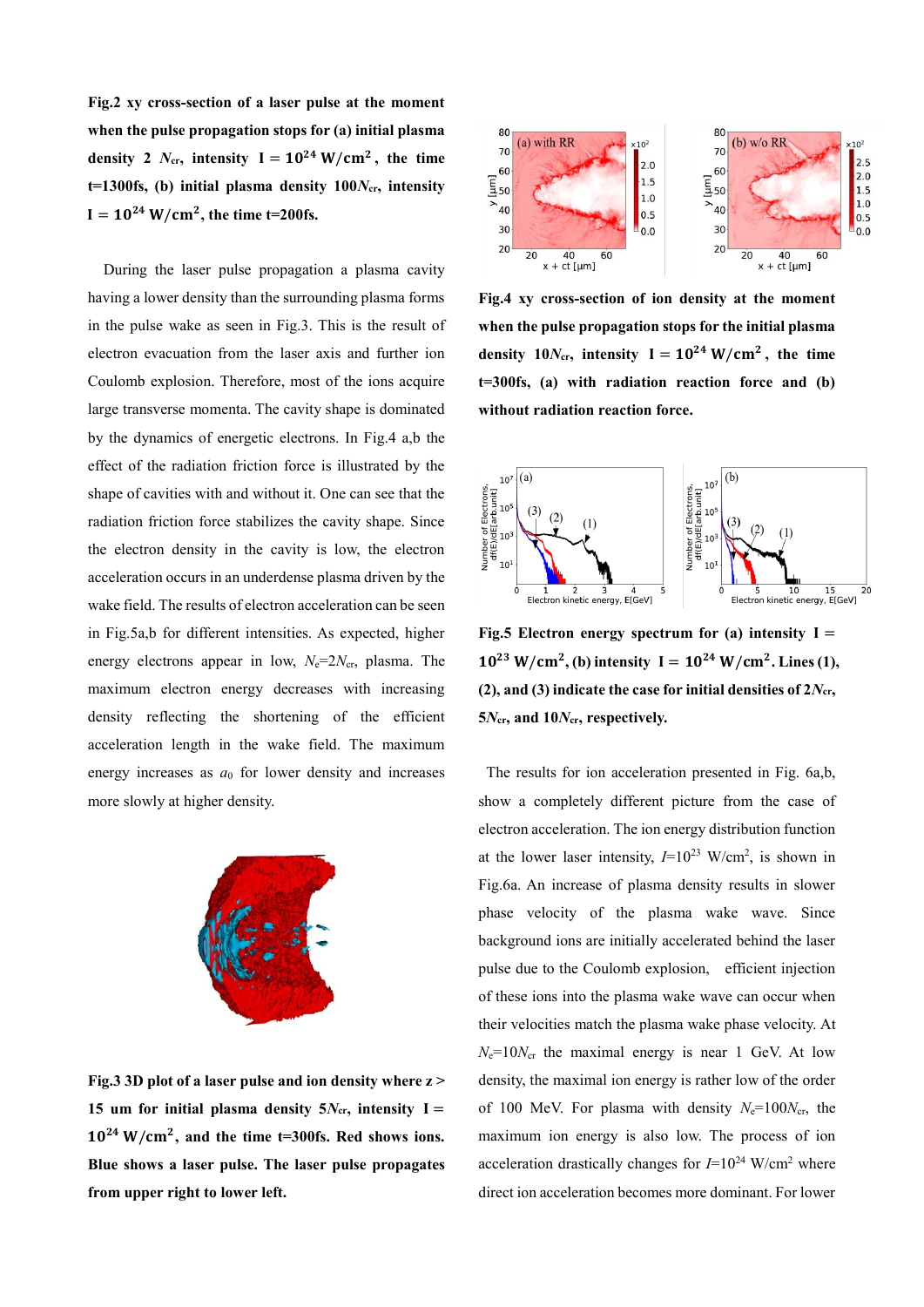**Fig.2 xy cross-section of a laser pulse at the moment when the pulse propagation stops for (a) initial plasma density 2 $N_{cr}$, intensity $I = 10^{24}$ W/cm$^2$, the time t=1300fs, (b) initial plasma density 100$N_{cr}$, intensity $I = 10^{24}$ W/cm$^2$, the time t=200fs.**

During the laser pulse propagation a plasma cavity having a lower density than the surrounding plasma forms in the pulse wake as seen in Fig.3. This is the result of electron evacuation from the laser axis and further ion Coulomb explosion. Therefore, most of the ions acquire large transverse momenta. The cavity shape is dominated by the dynamics of energetic electrons. In Fig.4 a,b the effect of the radiation friction force is illustrated by the shape of cavities with and without it. One can see that the radiation friction force stabilizes the cavity shape. Since the electron density in the cavity is low, the electron acceleration occurs in an underdense plasma driven by the wake field. The results of electron acceleration can be seen in Fig.5a,b for different intensities. As expected, higher energy electrons appear in low, $N_e$=2$N_{cr}$, plasma. The maximum electron energy decreases with increasing density reflecting the shortening of the efficient acceleration length in the wake field. The maximum energy increases as $a_0$ for lower density and increases more slowly at higher density.

**Fig.3 3D plot of a laser pulse and ion density where z > 15 um for initial plasma density 5$N_{cr}$, intensity $I = 10^{24}$ W/cm$^2$, and the time t=300fs. Red shows ions. Blue shows a laser pulse. The laser pulse propagates from upper right to lower left.**

**Fig.4 xy cross-section of ion density at the moment when the pulse propagation stops for the initial plasma density 10$N_{cr}$, intensity $I = 10^{24}$ W/cm$^2$, the time t=300fs, (a) with radiation reaction force and (b) without radiation reaction force.**

**Fig.5 Electron energy spectrum for (a) intensity $I = 10^{23}$ W/cm$^2$, (b) intensity $I = 10^{24}$ W/cm$^2$. Lines (1), (2), and (3) indicate the case for initial densities of 2$N_{cr}$, 5$N_{cr}$, and 10$N_{cr}$, respectively.**

The results for ion acceleration presented in Fig. 6a,b, show a completely different picture from the case of electron acceleration. The ion energy distribution function at the lower laser intensity, $I$=10$^{23}$ W/cm$^2$, is shown in Fig.6a. An increase of plasma density results in slower phase velocity of the plasma wake wave. Since background ions are initially accelerated behind the laser pulse due to the Coulomb explosion, efficient injection of these ions into the plasma wake wave can occur when their velocities match the plasma wake phase velocity. At $N_e$=10$N_{cr}$ the maximal energy is near 1 GeV. At low density, the maximal ion energy is rather low of the order of 100 MeV. For plasma with density $N_e$=100$N_{cr}$, the maximum ion energy is also low. The process of ion acceleration drastically changes for $I$=10$^{24}$ W/cm$^2$ where direct ion acceleration becomes more dominant. For lower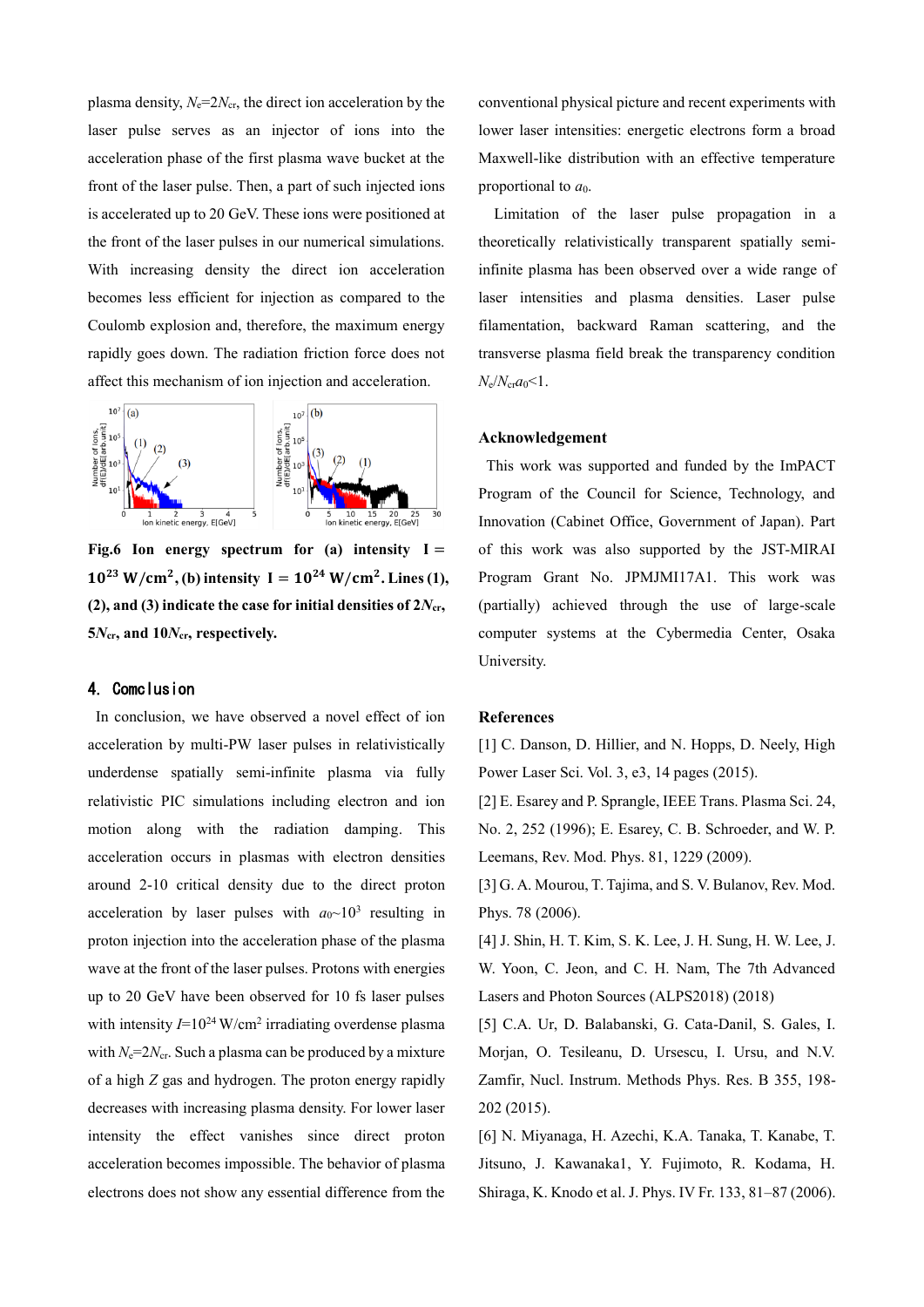plasma density, $N_e=2N_{cr}$, the direct ion acceleration by the laser pulse serves as an injector of ions into the acceleration phase of the first plasma wave bucket at the front of the laser pulse. Then, a part of such injected ions is accelerated up to 20 GeV. These ions were positioned at the front of the laser pulses in our numerical simulations. With increasing density the direct ion acceleration becomes less efficient for injection as compared to the Coulomb explosion and, therefore, the maximum energy rapidly goes down. The radiation friction force does not affect this mechanism of ion injection and acceleration.

**Fig.6 Ion energy spectrum for (a) intensity $\mathrm{I} = 10^{23}\ \mathrm{W/cm^2}$, (b) intensity $\mathrm{I} = 10^{24}\ \mathrm{W/cm^2}$. Lines (1), (2), and (3) indicate the case for initial densities of $2N_{cr}$, $5N_{cr}$, and $10N_{cr}$, respectively.**

## 4. Comclusion

In conclusion, we have observed a novel effect of ion acceleration by multi-PW laser pulses in relativistically underdense spatially semi-infinite plasma via fully relativistic PIC simulations including electron and ion motion along with the radiation damping. This acceleration occurs in plasmas with electron densities around 2-10 critical density due to the direct proton acceleration by laser pulses with $a_0$~$10^3$ resulting in proton injection into the acceleration phase of the plasma wave at the front of the laser pulses. Protons with energies up to 20 GeV have been observed for 10 fs laser pulses with intensity $I$=$10^{24}$ W/cm$^2$ irradiating overdense plasma with $N_e$=$2N_{cr}$. Such a plasma can be produced by a mixture of a high $Z$ gas and hydrogen. The proton energy rapidly decreases with increasing plasma density. For lower laser intensity the effect vanishes since direct proton acceleration becomes impossible. The behavior of plasma electrons does not show any essential difference from the conventional physical picture and recent experiments with lower laser intensities: energetic electrons form a broad Maxwell-like distribution with an effective temperature proportional to $a_0$.

Limitation of the laser pulse propagation in a theoretically relativistically transparent spatially semi-infinite plasma has been observed over a wide range of laser intensities and plasma densities. Laser pulse filamentation, backward Raman scattering, and the transverse plasma field break the transparency condition $N_e/N_{cr}a_0$<1.

### Acknowledgement

This work was supported and funded by the ImPACT Program of the Council for Science, Technology, and Innovation (Cabinet Office, Government of Japan). Part of this work was also supported by the JST-MIRAI Program Grant No. JPMJMI17A1. This work was (partially) achieved through the use of large-scale computer systems at the Cybermedia Center, Osaka University.

### References

[1] C. Danson, D. Hillier, and N. Hopps, D. Neely, High Power Laser Sci. Vol. 3, e3, 14 pages (2015).

[2] E. Esarey and P. Sprangle, IEEE Trans. Plasma Sci. 24, No. 2, 252 (1996); E. Esarey, C. B. Schroeder, and W. P. Leemans, Rev. Mod. Phys. 81, 1229 (2009).

[3] G. A. Mourou, T. Tajima, and S. V. Bulanov, Rev. Mod. Phys. 78 (2006).

[4] J. Shin, H. T. Kim, S. K. Lee, J. H. Sung, H. W. Lee, J. W. Yoon, C. Jeon, and C. H. Nam, The 7th Advanced Lasers and Photon Sources (ALPS2018) (2018)

[5] C.A. Ur, D. Balabanski, G. Cata-Danil, S. Gales, I. Morjan, O. Tesileanu, D. Ursescu, I. Ursu, and N.V. Zamfir, Nucl. Instrum. Methods Phys. Res. B 355, 198-202 (2015).

[6] N. Miyanaga, H. Azechi, K.A. Tanaka, T. Kanabe, T. Jitsuno, J. Kawanaka1, Y. Fujimoto, R. Kodama, H. Shiraga, K. Knodo et al. J. Phys. IV Fr. 133, 81–87 (2006).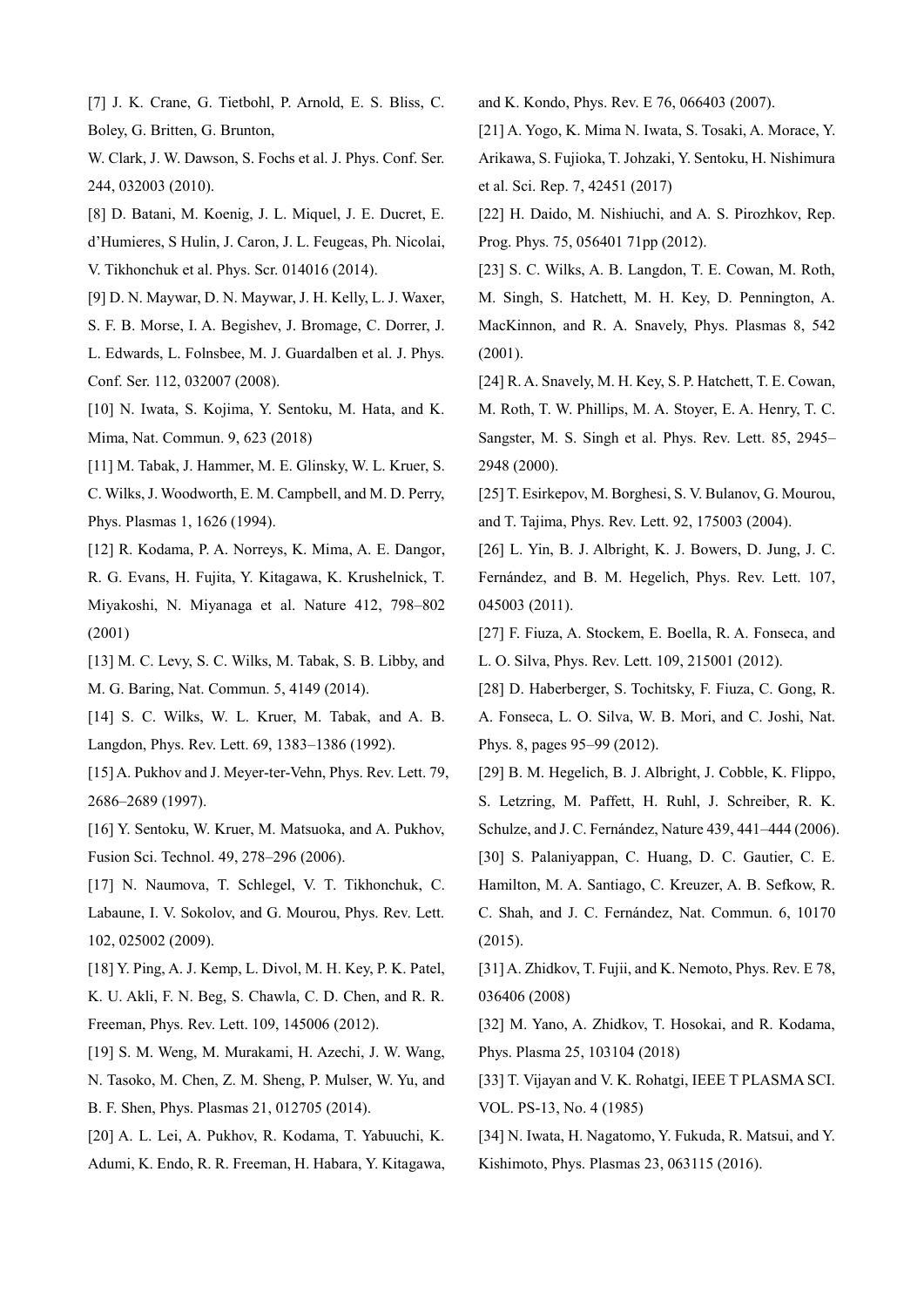[7] J. K. Crane, G. Tietbohl, P. Arnold, E. S. Bliss, C. Boley, G. Britten, G. Brunton,

W. Clark, J. W. Dawson, S. Fochs et al. J. Phys. Conf. Ser. 244, 032003 (2010).

[8] D. Batani, M. Koenig, J. L. Miquel, J. E. Ducret, E. d'Humieres, S Hulin, J. Caron, J. L. Feugeas, Ph. Nicolai, V. Tikhonchuk et al. Phys. Scr. 014016 (2014).

[9] D. N. Maywar, D. N. Maywar, J. H. Kelly, L. J. Waxer, S. F. B. Morse, I. A. Begishev, J. Bromage, C. Dorrer, J. L. Edwards, L. Folnsbee, M. J. Guardalben et al. J. Phys. Conf. Ser. 112, 032007 (2008).

[10] N. Iwata, S. Kojima, Y. Sentoku, M. Hata, and K. Mima, Nat. Commun. 9, 623 (2018)

[11] M. Tabak, J. Hammer, M. E. Glinsky, W. L. Kruer, S. C. Wilks, J. Woodworth, E. M. Campbell, and M. D. Perry, Phys. Plasmas 1, 1626 (1994).

[12] R. Kodama, P. A. Norreys, K. Mima, A. E. Dangor, R. G. Evans, H. Fujita, Y. Kitagawa, K. Krushelnick, T. Miyakoshi, N. Miyanaga et al. Nature 412, 798–802 (2001)

[13] M. C. Levy, S. C. Wilks, M. Tabak, S. B. Libby, and M. G. Baring, Nat. Commun. 5, 4149 (2014).

[14] S. C. Wilks, W. L. Kruer, M. Tabak, and A. B. Langdon, Phys. Rev. Lett. 69, 1383–1386 (1992).

[15] A. Pukhov and J. Meyer-ter-Vehn, Phys. Rev. Lett. 79, 2686–2689 (1997).

[16] Y. Sentoku, W. Kruer, M. Matsuoka, and A. Pukhov, Fusion Sci. Technol. 49, 278–296 (2006).

[17] N. Naumova, T. Schlegel, V. T. Tikhonchuk, C. Labaune, I. V. Sokolov, and G. Mourou, Phys. Rev. Lett. 102, 025002 (2009).

[18] Y. Ping, A. J. Kemp, L. Divol, M. H. Key, P. K. Patel, K. U. Akli, F. N. Beg, S. Chawla, C. D. Chen, and R. R. Freeman, Phys. Rev. Lett. 109, 145006 (2012).

[19] S. M. Weng, M. Murakami, H. Azechi, J. W. Wang, N. Tasoko, M. Chen, Z. M. Sheng, P. Mulser, W. Yu, and B. F. Shen, Phys. Plasmas 21, 012705 (2014).

[20] A. L. Lei, A. Pukhov, R. Kodama, T. Yabuuchi, K. Adumi, K. Endo, R. R. Freeman, H. Habara, Y. Kitagawa, and K. Kondo, Phys. Rev. E 76, 066403 (2007).

[21] A. Yogo, K. Mima N. Iwata, S. Tosaki, A. Morace, Y. Arikawa, S. Fujioka, T. Johzaki, Y. Sentoku, H. Nishimura et al. Sci. Rep. 7, 42451 (2017)

[22] H. Daido, M. Nishiuchi, and A. S. Pirozhkov, Rep. Prog. Phys. 75, 056401 71pp (2012).

[23] S. C. Wilks, A. B. Langdon, T. E. Cowan, M. Roth, M. Singh, S. Hatchett, M. H. Key, D. Pennington, A. MacKinnon, and R. A. Snavely, Phys. Plasmas 8, 542 (2001).

[24] R. A. Snavely, M. H. Key, S. P. Hatchett, T. E. Cowan, M. Roth, T. W. Phillips, M. A. Stoyer, E. A. Henry, T. C. Sangster, M. S. Singh et al. Phys. Rev. Lett. 85, 2945–2948 (2000).

[25] T. Esirkepov, M. Borghesi, S. V. Bulanov, G. Mourou, and T. Tajima, Phys. Rev. Lett. 92, 175003 (2004).

[26] L. Yin, B. J. Albright, K. J. Bowers, D. Jung, J. C. Fernández, and B. M. Hegelich, Phys. Rev. Lett. 107, 045003 (2011).

[27] F. Fiuza, A. Stockem, E. Boella, R. A. Fonseca, and L. O. Silva, Phys. Rev. Lett. 109, 215001 (2012).

[28] D. Haberberger, S. Tochitsky, F. Fiuza, C. Gong, R. A. Fonseca, L. O. Silva, W. B. Mori, and C. Joshi, Nat. Phys. 8, pages 95–99 (2012).

[29] B. M. Hegelich, B. J. Albright, J. Cobble, K. Flippo, S. Letzring, M. Paffett, H. Ruhl, J. Schreiber, R. K. Schulze, and J. C. Fernández, Nature 439, 441–444 (2006).

[30] S. Palaniyappan, C. Huang, D. C. Gautier, C. E. Hamilton, M. A. Santiago, C. Kreuzer, A. B. Sefkow, R. C. Shah, and J. C. Fernández, Nat. Commun. 6, 10170 (2015).

[31] A. Zhidkov, T. Fujii, and K. Nemoto, Phys. Rev. E 78, 036406 (2008)

[32] M. Yano, A. Zhidkov, T. Hosokai, and R. Kodama, Phys. Plasma 25, 103104 (2018)

[33] T. Vijayan and V. K. Rohatgi, IEEE T PLASMA SCI. VOL. PS-13, No. 4 (1985)

[34] N. Iwata, H. Nagatomo, Y. Fukuda, R. Matsui, and Y. Kishimoto, Phys. Plasmas 23, 063115 (2016).